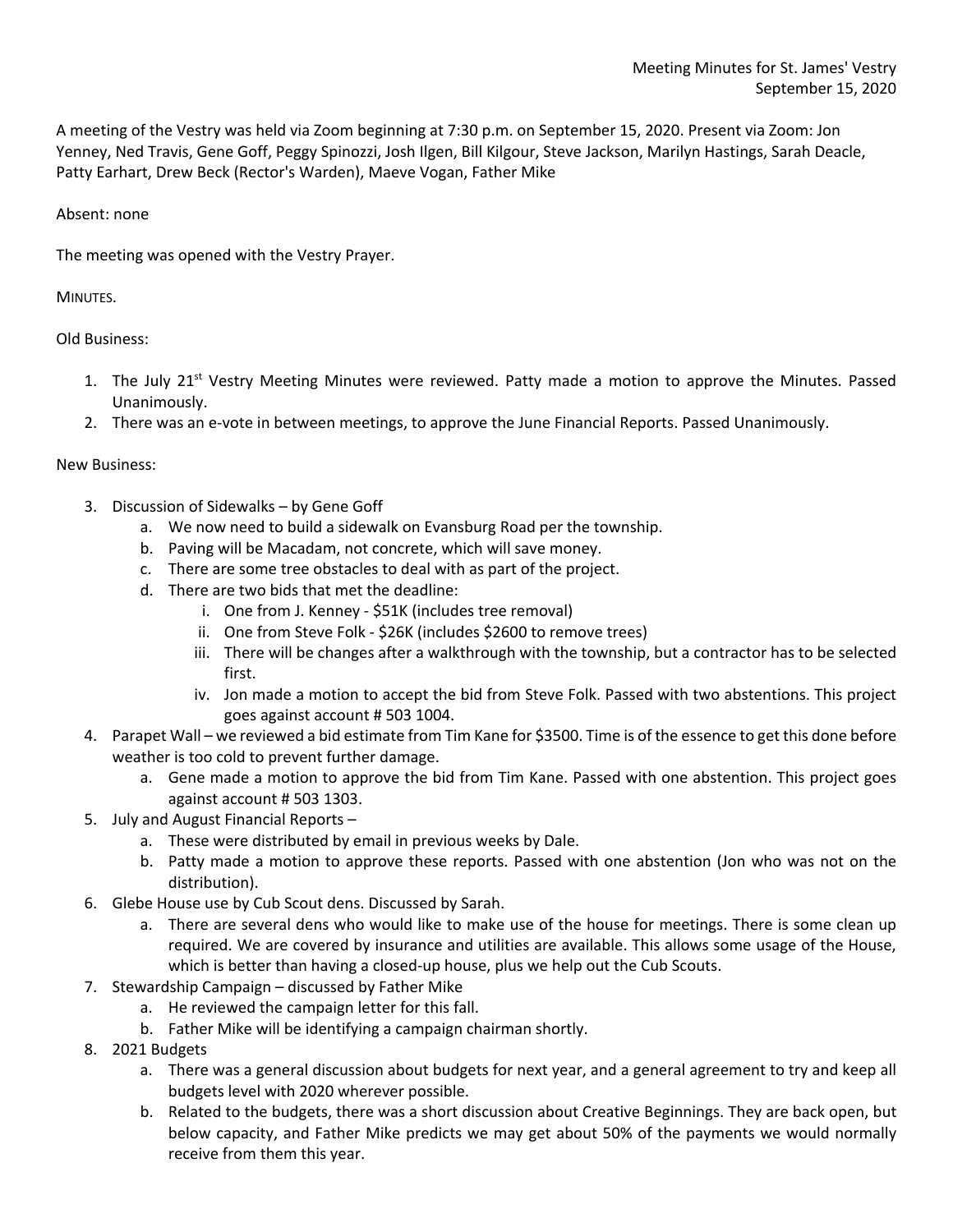Meeting Minutes for St. James' Vestry
September 15, 2020

A meeting of the Vestry was held via Zoom beginning at 7:30 p.m. on September 15, 2020. Present via Zoom: Jon Yenney, Ned Travis, Gene Goff, Peggy Spinozzi, Josh Ilgen, Bill Kilgour, Steve Jackson, Marilyn Hastings, Sarah Deacle, Patty Earhart, Drew Beck (Rector's Warden), Maeve Vogan, Father Mike

Absent: none

The meeting was opened with the Vestry Prayer.

MINUTES.

Old Business:

1. The July 21st Vestry Meeting Minutes were reviewed. Patty made a motion to approve the Minutes. Passed Unanimously.
2. There was an e-vote in between meetings, to approve the June Financial Reports. Passed Unanimously.

New Business:

3. Discussion of Sidewalks – by Gene Goff
   a. We now need to build a sidewalk on Evansburg Road per the township.
   b. Paving will be Macadam, not concrete, which will save money.
   c. There are some tree obstacles to deal with as part of the project.
   d. There are two bids that met the deadline:
      i. One from J. Kenney - $51K (includes tree removal)
      ii. One from Steve Folk - $26K (includes $2600 to remove trees)
      iii. There will be changes after a walkthrough with the township, but a contractor has to be selected first.
      iv. Jon made a motion to accept the bid from Steve Folk. Passed with two abstentions. This project goes against account # 503 1004.
4. Parapet Wall – we reviewed a bid estimate from Tim Kane for $3500. Time is of the essence to get this done before weather is too cold to prevent further damage.
   a. Gene made a motion to approve the bid from Tim Kane. Passed with one abstention. This project goes against account # 503 1303.
5. July and August Financial Reports –
   a. These were distributed by email in previous weeks by Dale.
   b. Patty made a motion to approve these reports. Passed with one abstention (Jon who was not on the distribution).
6. Glebe House use by Cub Scout dens. Discussed by Sarah.
   a. There are several dens who would like to make use of the house for meetings. There is some clean up required. We are covered by insurance and utilities are available. This allows some usage of the House, which is better than having a closed-up house, plus we help out the Cub Scouts.
7. Stewardship Campaign – discussed by Father Mike
   a. He reviewed the campaign letter for this fall.
   b. Father Mike will be identifying a campaign chairman shortly.
8. 2021 Budgets
   a. There was a general discussion about budgets for next year, and a general agreement to try and keep all budgets level with 2020 wherever possible.
   b. Related to the budgets, there was a short discussion about Creative Beginnings. They are back open, but below capacity, and Father Mike predicts we may get about 50% of the payments we would normally receive from them this year.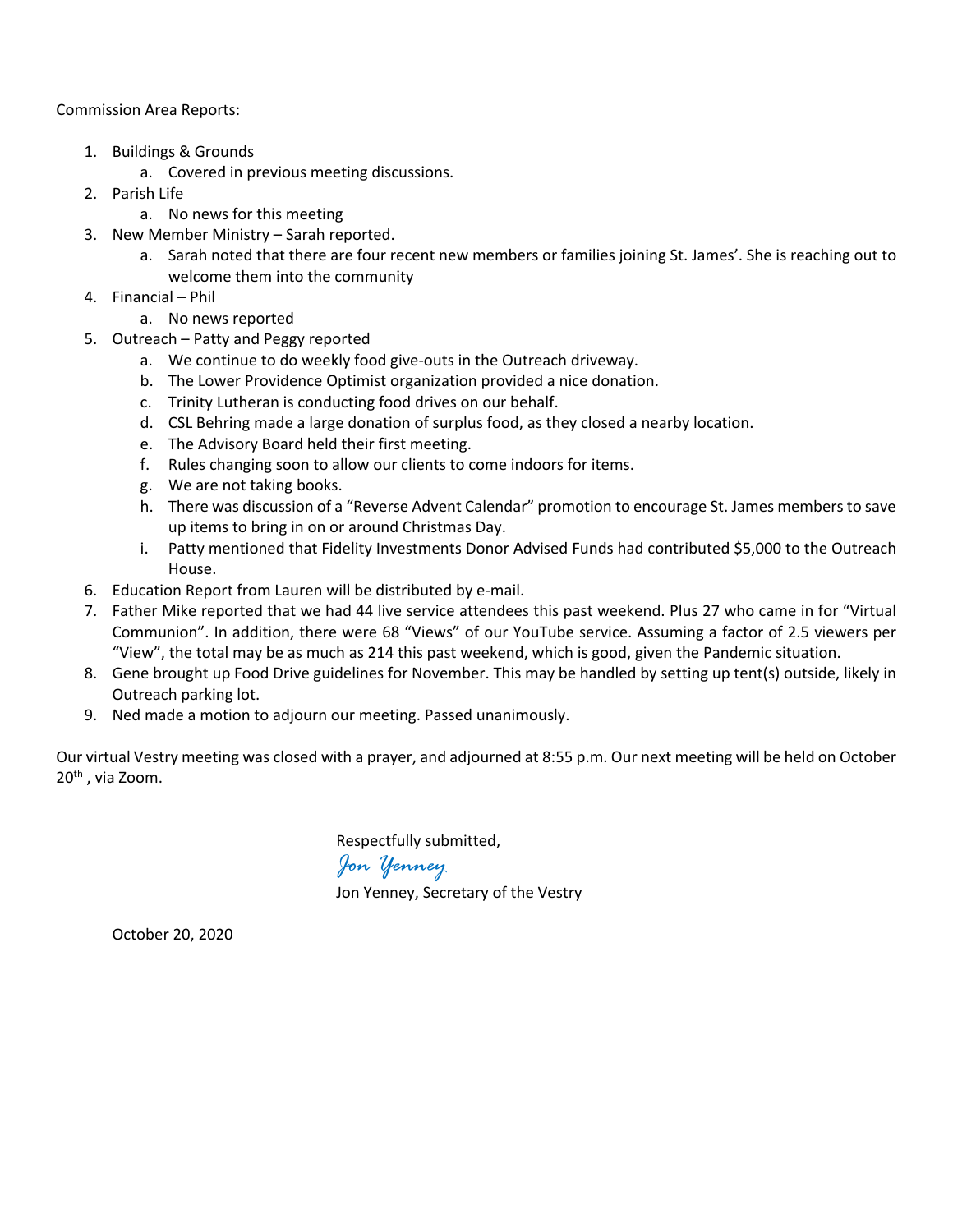Commission Area Reports:

1. Buildings & Grounds
    a. Covered in previous meeting discussions.
2. Parish Life
    a. No news for this meeting
3. New Member Ministry – Sarah reported.
    a. Sarah noted that there are four recent new members or families joining St. James'. She is reaching out to welcome them into the community
4. Financial – Phil
    a. No news reported
5. Outreach – Patty and Peggy reported
    a. We continue to do weekly food give-outs in the Outreach driveway.
    b. The Lower Providence Optimist organization provided a nice donation.
    c. Trinity Lutheran is conducting food drives on our behalf.
    d. CSL Behring made a large donation of surplus food, as they closed a nearby location.
    e. The Advisory Board held their first meeting.
    f. Rules changing soon to allow our clients to come indoors for items.
    g. We are not taking books.
    h. There was discussion of a "Reverse Advent Calendar" promotion to encourage St. James members to save up items to bring in on or around Christmas Day.
    i. Patty mentioned that Fidelity Investments Donor Advised Funds had contributed $5,000 to the Outreach House.
6. Education Report from Lauren will be distributed by e-mail.
7. Father Mike reported that we had 44 live service attendees this past weekend. Plus 27 who came in for "Virtual Communion". In addition, there were 68 "Views" of our YouTube service. Assuming a factor of 2.5 viewers per "View", the total may be as much as 214 this past weekend, which is good, given the Pandemic situation.
8. Gene brought up Food Drive guidelines for November. This may be handled by setting up tent(s) outside, likely in Outreach parking lot.
9. Ned made a motion to adjourn our meeting. Passed unanimously.

Our virtual Vestry meeting was closed with a prayer, and adjourned at 8:55 p.m. Our next meeting will be held on October 20th, via Zoom.

Respectfully submitted,

*Jon Yenney*

Jon Yenney, Secretary of the Vestry

October 20, 2020